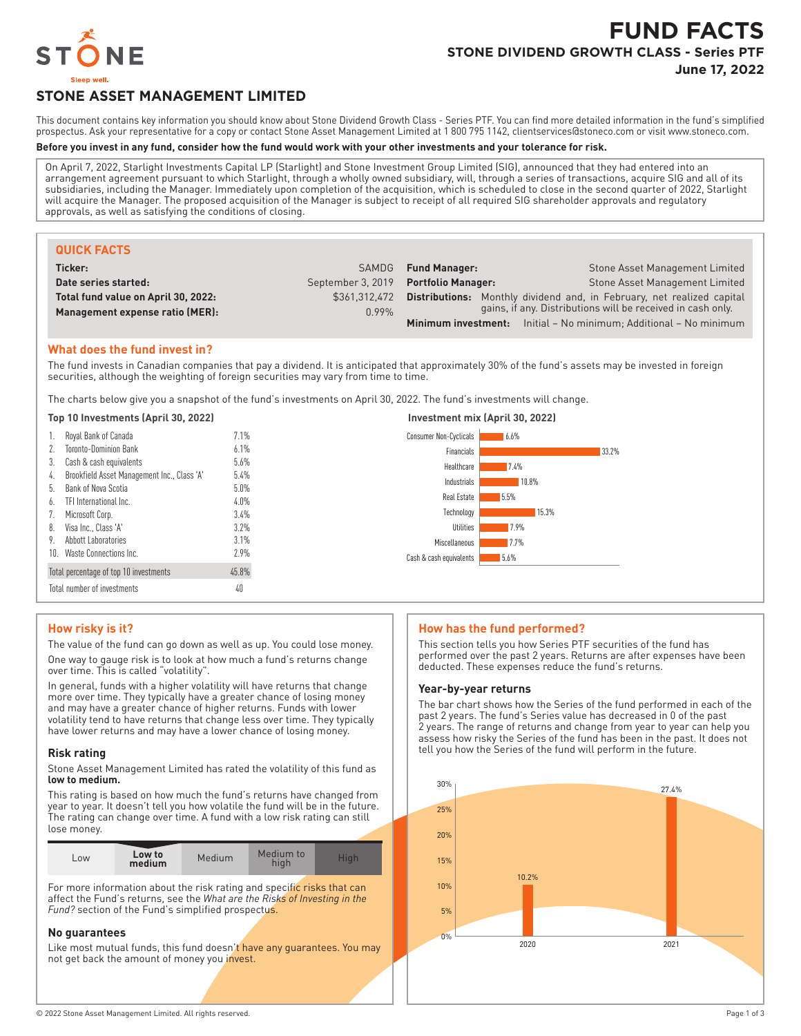# FUND FACTS

## STONE DIVIDEND GROWTH CLASS - Series PTF

**June 17, 2022**

## STONE ASSET MANAGEMENT LIMITED

This document contains key information you should know about Stone Dividend Growth Class - Series PTF. You can find more detailed information in the fund's simplified prospectus. Ask your representative for a copy or contact Stone Asset Management Limited at 1 800 795 1142, clientservices@stoneco.com or visit www.stoneco.com.

**Before you invest in any fund, consider how the fund would work with your other investments and your tolerance for risk.**

On April 7, 2022, Starlight Investments Capital LP (Starlight) and Stone Investment Group Limited (SIG), announced that they had entered into an arrangement agreement pursuant to which Starlight, through a wholly owned subsidiary, will, through a series of transactions, acquire SIG and all of its subsidiaries, including the Manager. Immediately upon completion of the acquisition, which is scheduled to close in the second quarter of 2022, Starlight will acquire the Manager. The proposed acquisition of the Manager is subject to receipt of all required SIG shareholder approvals and regulatory approvals, as well as satisfying the conditions of closing.

### QUICK FACTS

| | | | |
|---|---|---|---|
| **Ticker:** | SAMDG | **Fund Manager:** | Stone Asset Management Limited |
| **Date series started:** | September 3, 2019 | **Portfolio Manager:** | Stone Asset Management Limited |
| **Total fund value on April 30, 2022:** | $361,312,472 | **Distributions:** | Monthly dividend and, in February, net realized capital gains, if any. Distributions will be received in cash only. |
| **Management expense ratio (MER):** | 0.99% | **Minimum investment:** | Initial – No minimum; Additional – No minimum |

### What does the fund invest in?

The fund invests in Canadian companies that pay a dividend. It is anticipated that approximately 30% of the fund's assets may be invested in foreign securities, although the weighting of foreign securities may vary from time to time.

The charts below give you a snapshot of the fund's investments on April 30, 2022. The fund's investments will change.

**Top 10 Investments (April 30, 2022)**

| | Investment | % |
|---|---|---|
| 1. | Royal Bank of Canada | 7.1% |
| 2. | Toronto-Dominion Bank | 6.1% |
| 3. | Cash & cash equivalents | 5.6% |
| 4. | Brookfield Asset Management Inc., Class 'A' | 5.4% |
| 5. | Bank of Nova Scotia | 5.0% |
| 6. | TFI International Inc. | 4.0% |
| 7. | Microsoft Corp. | 3.4% |
| 8. | Visa Inc., Class 'A' | 3.2% |
| 9. | Abbott Laboratories | 3.1% |
| 10. | Waste Connections Inc. | 2.9% |
| | Total percentage of top 10 investments | 45.8% |
| | Total number of investments | 40 |

**Investment mix (April 30, 2022)**

| Sector | % |
|---|---|
| Consumer Non-Cyclicals | 6.6% |
| Financials | 33.2% |
| Healthcare | 7.4% |
| Industrials | 10.8% |
| Real Estate | 5.5% |
| Technology | 15.3% |
| Utilities | 7.9% |
| Miscellaneous | 7.7% |
| Cash & cash equivalents | 5.6% |

### How risky is it?

The value of the fund can go down as well as up. You could lose money.

One way to gauge risk is to look at how much a fund's returns change over time. This is called "volatility".

In general, funds with a higher volatility will have returns that change more over time. They typically have a greater chance of losing money and may have a greater chance of higher returns. Funds with lower volatility tend to have returns that change less over time. They typically have lower returns and may have a lower chance of losing money.

#### Risk rating

Stone Asset Management Limited has rated the volatility of this fund as **low to medium.**

This rating is based on how much the fund's returns have changed from year to year. It doesn't tell you how volatile the fund will be in the future. The rating can change over time. A fund with a low risk rating can still lose money.

| Low | **Low to medium** | Medium | Medium to high | High |
|---|---|---|---|---|

For more information about the risk rating and specific risks that can affect the Fund's returns, see the *What are the Risks of Investing in the Fund?* section of the Fund's simplified prospectus.

#### No guarantees

Like most mutual funds, this fund doesn't have any guarantees. You may not get back the amount of money you invest.

### How has the fund performed?

This section tells you how Series PTF securities of the fund has performed over the past 2 years. Returns are after expenses have been deducted. These expenses reduce the fund's returns.

#### Year-by-year returns

The bar chart shows how the Series of the fund performed in each of the past 2 years. The fund's Series value has decreased in 0 of the past 2 years. The range of returns and change from year to year can help you assess how risky the Series of the fund has been in the past. It does not tell you how the Series of the fund will perform in the future.

| Year | Return |
|---|---|
| 2020 | 10.2% |
| 2021 | 27.4% |

© 2022 Stone Asset Management Limited. All rights reserved.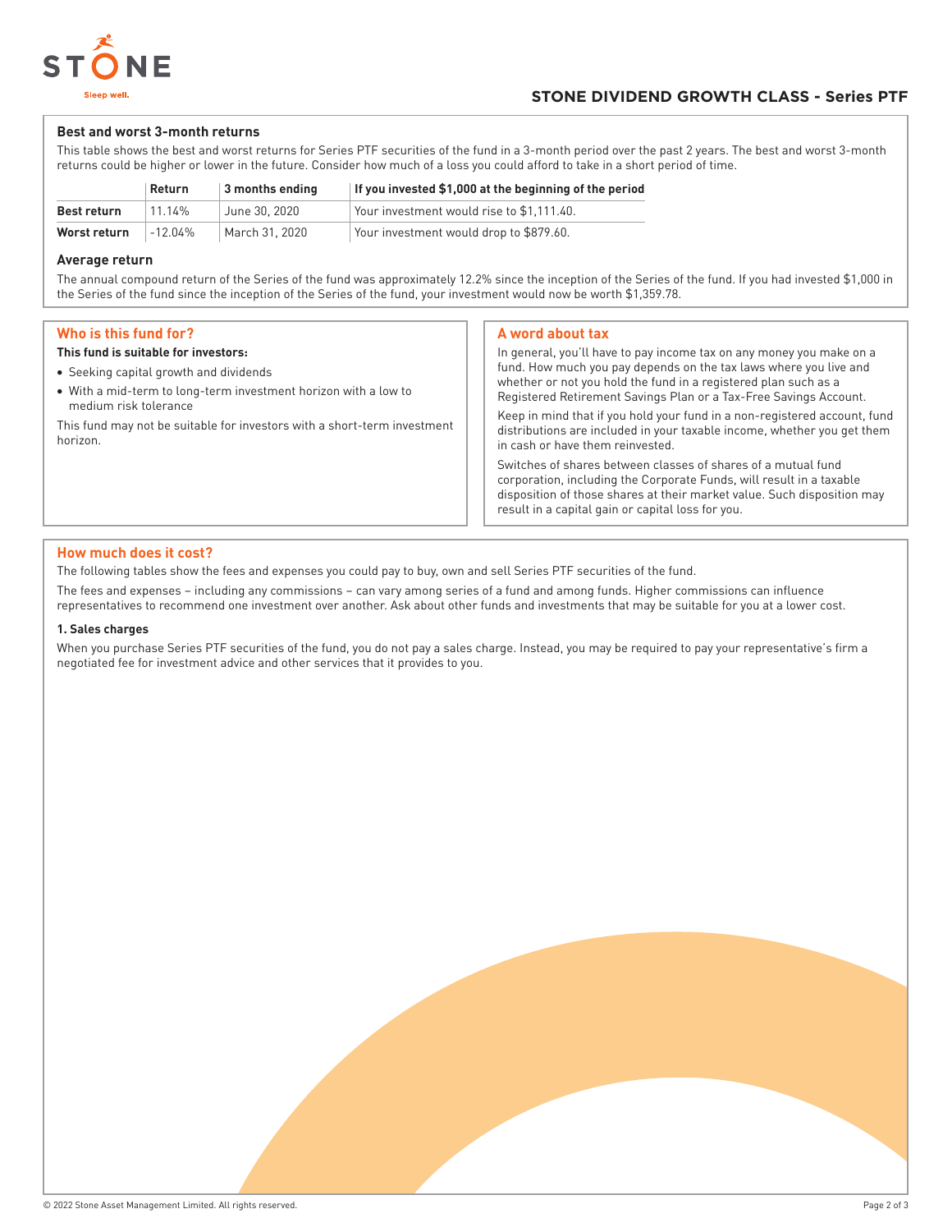## Best and worst 3-month returns

This table shows the best and worst returns for Series PTF securities of the fund in a 3-month period over the past 2 years. The best and worst 3-month returns could be higher or lower in the future. Consider how much of a loss you could afford to take in a short period of time.

| | Return | 3 months ending | If you invested $1,000 at the beginning of the period |
|---|---|---|---|
| **Best return** | 11.14% | June 30, 2020 | Your investment would rise to $1,111.40. |
| **Worst return** | -12.04% | March 31, 2020 | Your investment would drop to $879.60. |

## Average return

The annual compound return of the Series of the fund was approximately 12.2% since the inception of the Series of the fund. If you had invested $1,000 in the Series of the fund since the inception of the Series of the fund, your investment would now be worth $1,359.78.

## Who is this fund for?

**This fund is suitable for investors:**

- Seeking capital growth and dividends
- With a mid-term to long-term investment horizon with a low to medium risk tolerance

This fund may not be suitable for investors with a short-term investment horizon.

## A word about tax

In general, you'll have to pay income tax on any money you make on a fund. How much you pay depends on the tax laws where you live and whether or not you hold the fund in a registered plan such as a Registered Retirement Savings Plan or a Tax-Free Savings Account.

Keep in mind that if you hold your fund in a non-registered account, fund distributions are included in your taxable income, whether you get them in cash or have them reinvested.

Switches of shares between classes of shares of a mutual fund corporation, including the Corporate Funds, will result in a taxable disposition of those shares at their market value. Such disposition may result in a capital gain or capital loss for you.

## How much does it cost?

The following tables show the fees and expenses you could pay to buy, own and sell Series PTF securities of the fund.

The fees and expenses – including any commissions – can vary among series of a fund and among funds. Higher commissions can influence representatives to recommend one investment over another. Ask about other funds and investments that may be suitable for you at a lower cost.

### 1. Sales charges

When you purchase Series PTF securities of the fund, you do not pay a sales charge. Instead, you may be required to pay your representative's firm a negotiated fee for investment advice and other services that it provides to you.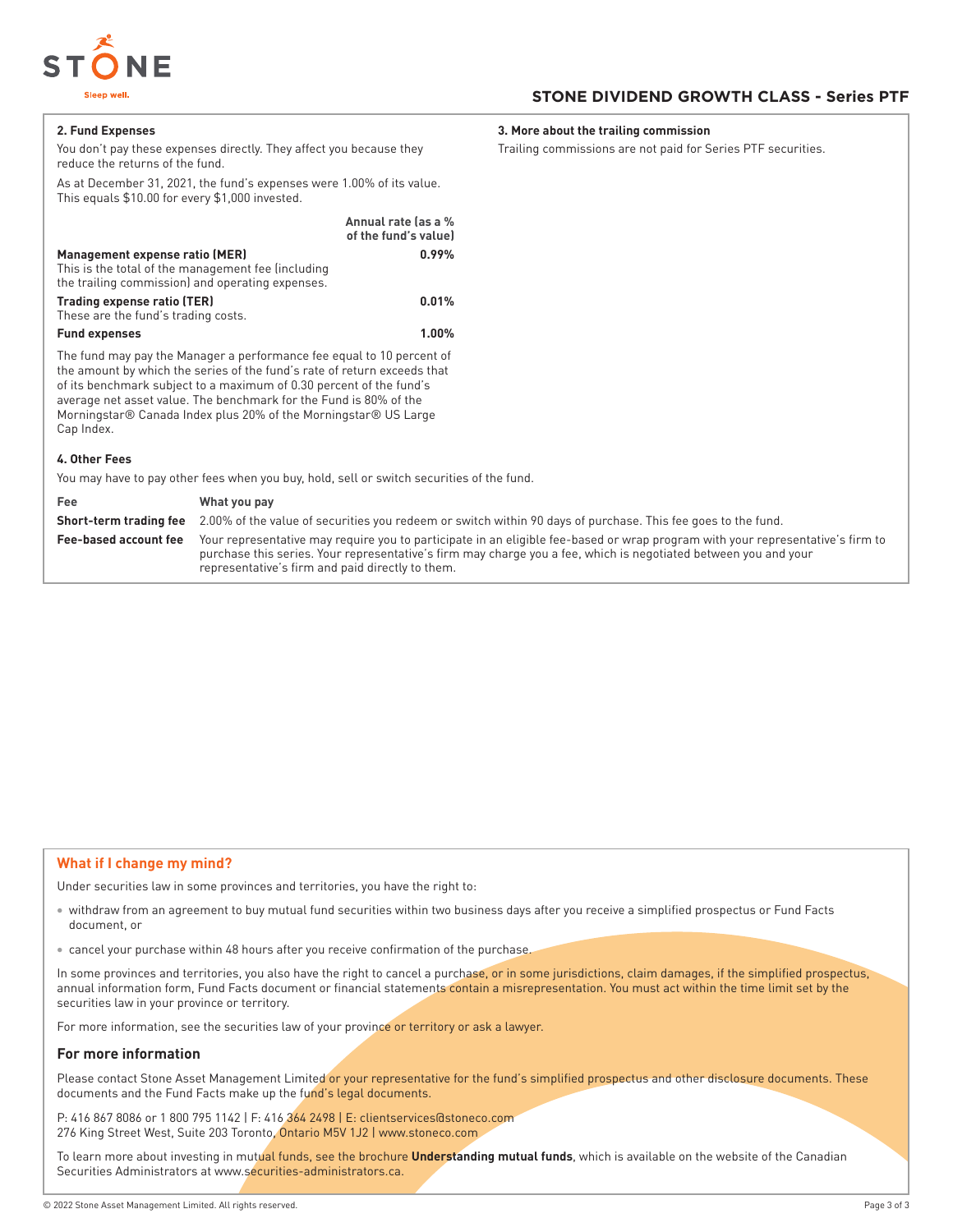# STONE DIVIDEND GROWTH CLASS - Series PTF

## 2. Fund Expenses

You don't pay these expenses directly. They affect you because they reduce the returns of the fund.

As at December 31, 2021, the fund's expenses were 1.00% of its value. This equals $10.00 for every $1,000 invested.

| | Annual rate (as a % of the fund's value) |
|---|---|
| **Management expense ratio (MER)**<br>This is the total of the management fee (including the trailing commission) and operating expenses. | **0.99%** |
| **Trading expense ratio (TER)**<br>These are the fund's trading costs. | **0.01%** |
| **Fund expenses** | **1.00%** |

The fund may pay the Manager a performance fee equal to 10 percent of the amount by which the series of the fund's rate of return exceeds that of its benchmark subject to a maximum of 0.30 percent of the fund's average net asset value. The benchmark for the Fund is 80% of the Morningstar® Canada Index plus 20% of the Morningstar® US Large Cap Index.

## 3. More about the trailing commission

Trailing commissions are not paid for Series PTF securities.

## 4. Other Fees

You may have to pay other fees when you buy, hold, sell or switch securities of the fund.

| Fee | What you pay |
|---|---|
| **Short-term trading fee** | 2.00% of the value of securities you redeem or switch within 90 days of purchase. This fee goes to the fund. |
| **Fee-based account fee** | Your representative may require you to participate in an eligible fee-based or wrap program with your representative's firm to purchase this series. Your representative's firm may charge you a fee, which is negotiated between you and your representative's firm and paid directly to them. |

## What if I change my mind?

Under securities law in some provinces and territories, you have the right to:

- withdraw from an agreement to buy mutual fund securities within two business days after you receive a simplified prospectus or Fund Facts document, or
- cancel your purchase within 48 hours after you receive confirmation of the purchase.

In some provinces and territories, you also have the right to cancel a purchase, or in some jurisdictions, claim damages, if the simplified prospectus, annual information form, Fund Facts document or financial statements contain a misrepresentation. You must act within the time limit set by the securities law in your province or territory.

For more information, see the securities law of your province or territory or ask a lawyer.

## For more information

Please contact Stone Asset Management Limited or your representative for the fund's simplified prospectus and other disclosure documents. These documents and the Fund Facts make up the fund's legal documents.

P: 416 867 8086 or 1 800 795 1142 | F: 416 364 2498 | E: clientservices@stoneco.com
276 King Street West, Suite 203 Toronto, Ontario M5V 1J2 | www.stoneco.com

To learn more about investing in mutual funds, see the brochure **Understanding mutual funds**, which is available on the website of the Canadian Securities Administrators at www.securities-administrators.ca.

© 2022 Stone Asset Management Limited. All rights reserved.